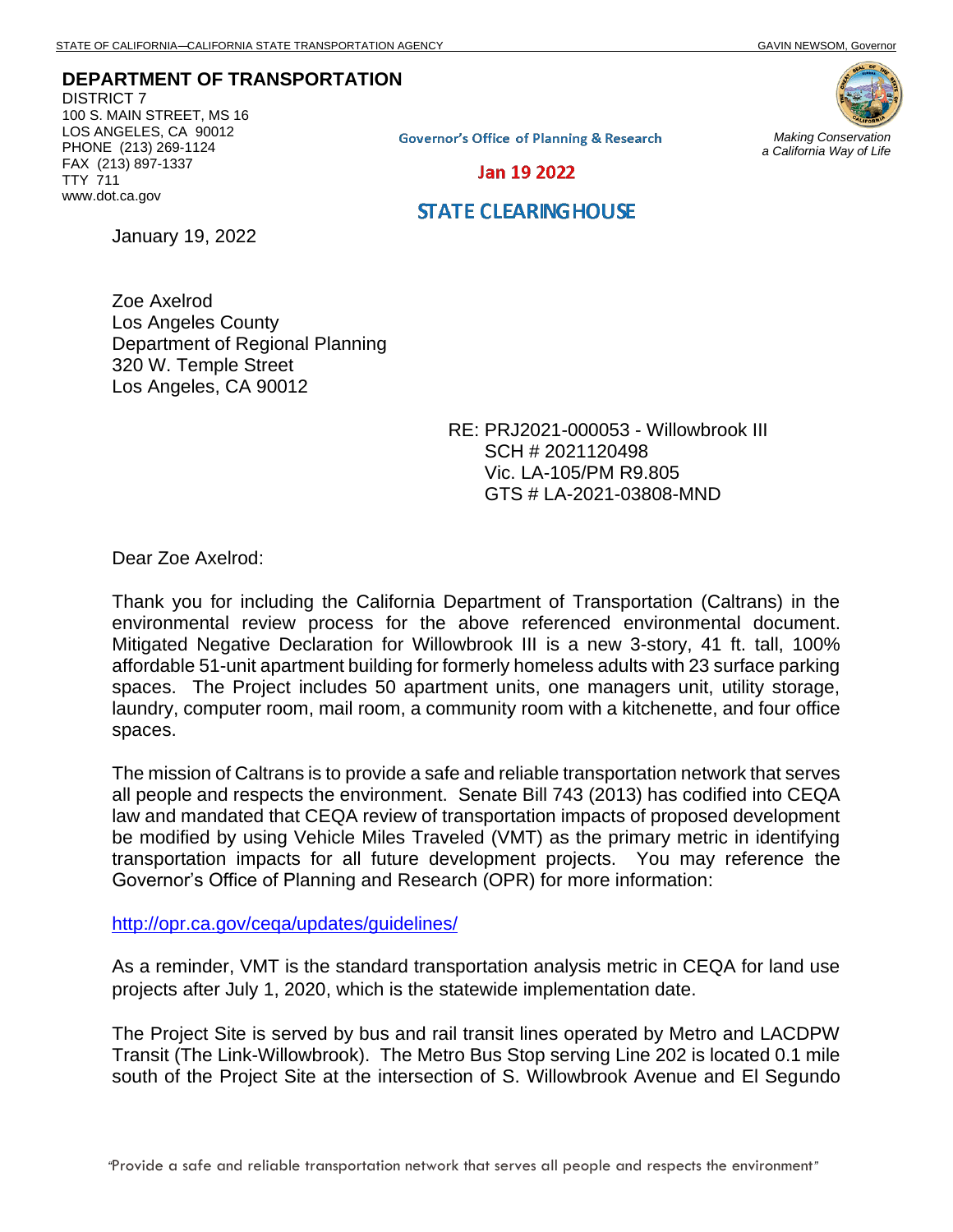STATE OF CALIFORNIA—CALIFORNIA STATE TRANSPORTATION AGENCY GAVIN NEWSOM, Governor

**DEPARTMENT OF TRANSPORTATION**
DISTRICT 7
100 S. MAIN STREET, MS 16
LOS ANGELES, CA 90012
PHONE (213) 269-1124
FAX (213) 897-1337
TTY 711
www.dot.ca.gov

*Making Conservation a California Way of Life*

Governor's Office of Planning & Research

Jan 19 2022

STATE CLEARINGHOUSE

January 19, 2022

Zoe Axelrod
Los Angeles County
Department of Regional Planning
320 W. Temple Street
Los Angeles, CA 90012

RE: PRJ2021-000053 - Willowbrook III
SCH # 2021120498
Vic. LA-105/PM R9.805
GTS # LA-2021-03808-MND

Dear Zoe Axelrod:

Thank you for including the California Department of Transportation (Caltrans) in the environmental review process for the above referenced environmental document. Mitigated Negative Declaration for Willowbrook III is a new 3-story, 41 ft. tall, 100% affordable 51-unit apartment building for formerly homeless adults with 23 surface parking spaces. The Project includes 50 apartment units, one managers unit, utility storage, laundry, computer room, mail room, a community room with a kitchenette, and four office spaces.

The mission of Caltrans is to provide a safe and reliable transportation network that serves all people and respects the environment. Senate Bill 743 (2013) has codified into CEQA law and mandated that CEQA review of transportation impacts of proposed development be modified by using Vehicle Miles Traveled (VMT) as the primary metric in identifying transportation impacts for all future development projects. You may reference the Governor's Office of Planning and Research (OPR) for more information:

http://opr.ca.gov/ceqa/updates/guidelines/

As a reminder, VMT is the standard transportation analysis metric in CEQA for land use projects after July 1, 2020, which is the statewide implementation date.

The Project Site is served by bus and rail transit lines operated by Metro and LACDPW Transit (The Link-Willowbrook). The Metro Bus Stop serving Line 202 is located 0.1 mile south of the Project Site at the intersection of S. Willowbrook Avenue and El Segundo

"Provide a safe and reliable transportation network that serves all people and respects the environment"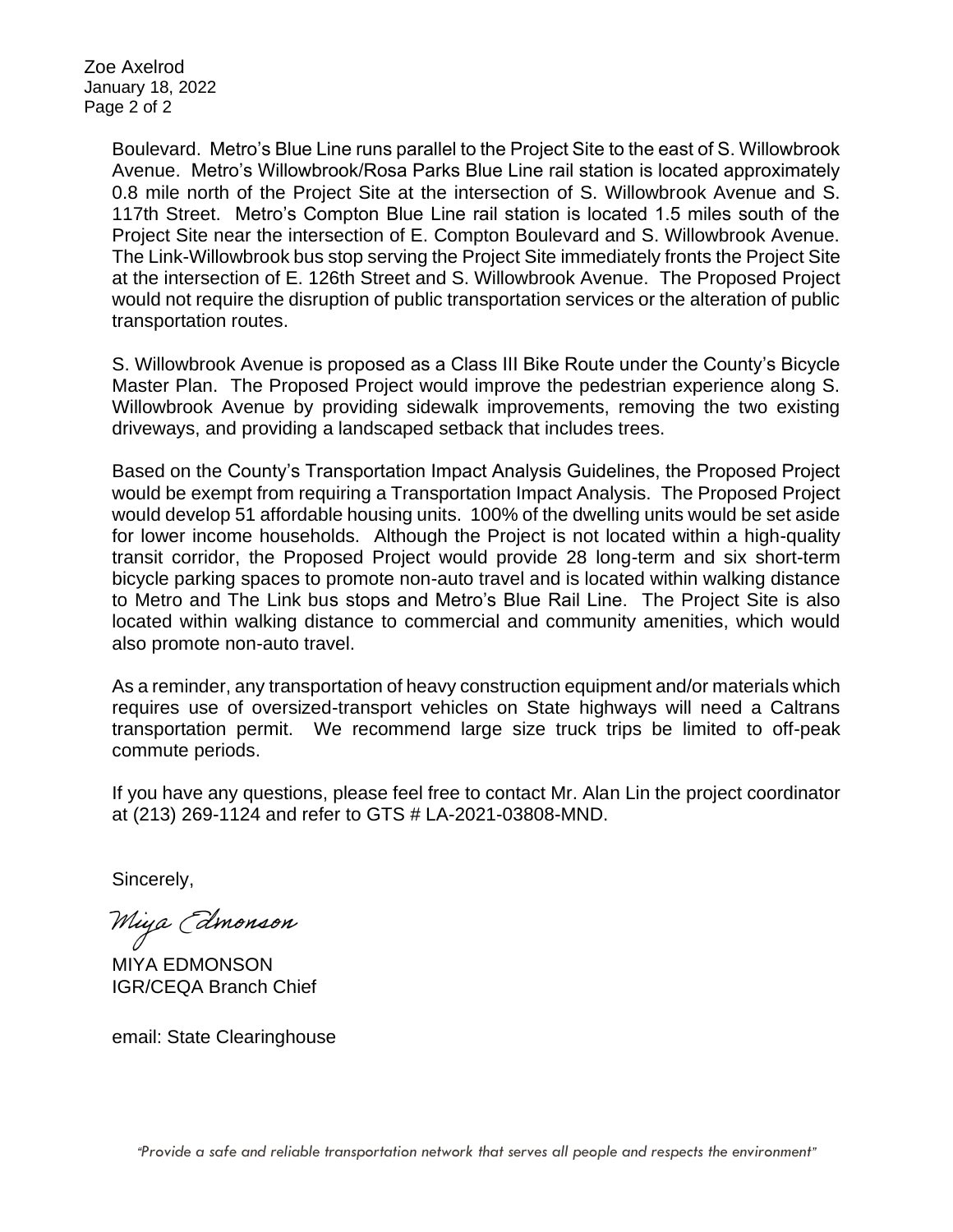Boulevard. Metro's Blue Line runs parallel to the Project Site to the east of S. Willowbrook Avenue. Metro's Willowbrook/Rosa Parks Blue Line rail station is located approximately 0.8 mile north of the Project Site at the intersection of S. Willowbrook Avenue and S. 117th Street. Metro's Compton Blue Line rail station is located 1.5 miles south of the Project Site near the intersection of E. Compton Boulevard and S. Willowbrook Avenue. The Link-Willowbrook bus stop serving the Project Site immediately fronts the Project Site at the intersection of E. 126th Street and S. Willowbrook Avenue. The Proposed Project would not require the disruption of public transportation services or the alteration of public transportation routes.

S. Willowbrook Avenue is proposed as a Class III Bike Route under the County's Bicycle Master Plan. The Proposed Project would improve the pedestrian experience along S. Willowbrook Avenue by providing sidewalk improvements, removing the two existing driveways, and providing a landscaped setback that includes trees.

Based on the County's Transportation Impact Analysis Guidelines, the Proposed Project would be exempt from requiring a Transportation Impact Analysis. The Proposed Project would develop 51 affordable housing units. 100% of the dwelling units would be set aside for lower income households. Although the Project is not located within a high-quality transit corridor, the Proposed Project would provide 28 long-term and six short-term bicycle parking spaces to promote non-auto travel and is located within walking distance to Metro and The Link bus stops and Metro's Blue Rail Line. The Project Site is also located within walking distance to commercial and community amenities, which would also promote non-auto travel.

As a reminder, any transportation of heavy construction equipment and/or materials which requires use of oversized-transport vehicles on State highways will need a Caltrans transportation permit. We recommend large size truck trips be limited to off-peak commute periods.

If you have any questions, please feel free to contact Mr. Alan Lin the project coordinator at (213) 269-1124 and refer to GTS # LA-2021-03808-MND.

Sincerely,

*Miya Edmonson*

MIYA EDMONSON
IGR/CEQA Branch Chief

email: State Clearinghouse

*"Provide a safe and reliable transportation network that serves all people and respects the environment"*